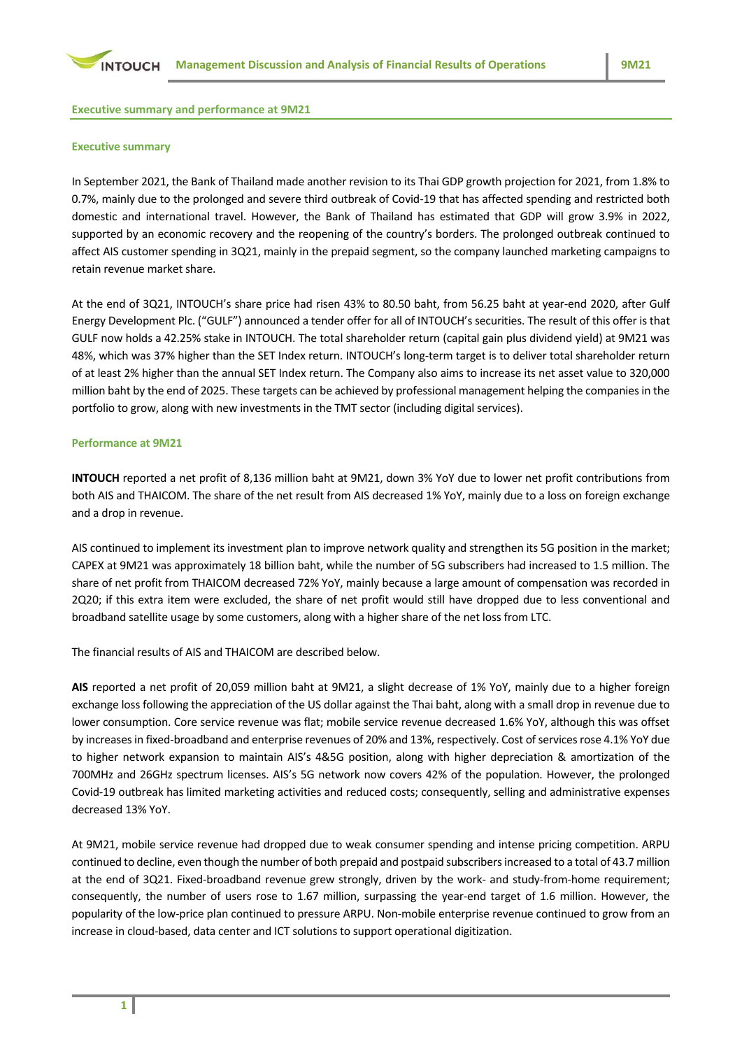## Executive summary and performance at 9M21

### Executive summary

In September 2021, the Bank of Thailand made another revision to its Thai GDP growth projection for 2021, from 1.8% to 0.7%, mainly due to the prolonged and severe third outbreak of Covid-19 that has affected spending and restricted both domestic and international travel. However, the Bank of Thailand has estimated that GDP will grow 3.9% in 2022, supported by an economic recovery and the reopening of the country's borders. The prolonged outbreak continued to affect AIS customer spending in 3Q21, mainly in the prepaid segment, so the company launched marketing campaigns to retain revenue market share.

At the end of 3Q21, INTOUCH's share price had risen 43% to 80.50 baht, from 56.25 baht at year-end 2020, after Gulf Energy Development Plc. ("GULF") announced a tender offer for all of INTOUCH's securities. The result of this offer is that GULF now holds a 42.25% stake in INTOUCH. The total shareholder return (capital gain plus dividend yield) at 9M21 was 48%, which was 37% higher than the SET Index return. INTOUCH's long-term target is to deliver total shareholder return of at least 2% higher than the annual SET Index return. The Company also aims to increase its net asset value to 320,000 million baht by the end of 2025. These targets can be achieved by professional management helping the companies in the portfolio to grow, along with new investments in the TMT sector (including digital services).

### Performance at 9M21

**INTOUCH** reported a net profit of 8,136 million baht at 9M21, down 3% YoY due to lower net profit contributions from both AIS and THAICOM. The share of the net result from AIS decreased 1% YoY, mainly due to a loss on foreign exchange and a drop in revenue.

AIS continued to implement its investment plan to improve network quality and strengthen its 5G position in the market; CAPEX at 9M21 was approximately 18 billion baht, while the number of 5G subscribers had increased to 1.5 million. The share of net profit from THAICOM decreased 72% YoY, mainly because a large amount of compensation was recorded in 2Q20; if this extra item were excluded, the share of net profit would still have dropped due to less conventional and broadband satellite usage by some customers, along with a higher share of the net loss from LTC.

The financial results of AIS and THAICOM are described below.

**AIS** reported a net profit of 20,059 million baht at 9M21, a slight decrease of 1% YoY, mainly due to a higher foreign exchange loss following the appreciation of the US dollar against the Thai baht, along with a small drop in revenue due to lower consumption. Core service revenue was flat; mobile service revenue decreased 1.6% YoY, although this was offset by increases in fixed-broadband and enterprise revenues of 20% and 13%, respectively. Cost of services rose 4.1% YoY due to higher network expansion to maintain AIS's 4&5G position, along with higher depreciation & amortization of the 700MHz and 26GHz spectrum licenses. AIS's 5G network now covers 42% of the population. However, the prolonged Covid-19 outbreak has limited marketing activities and reduced costs; consequently, selling and administrative expenses decreased 13% YoY.

At 9M21, mobile service revenue had dropped due to weak consumer spending and intense pricing competition. ARPU continued to decline, even though the number of both prepaid and postpaid subscribers increased to a total of 43.7 million at the end of 3Q21. Fixed-broadband revenue grew strongly, driven by the work- and study-from-home requirement; consequently, the number of users rose to 1.67 million, surpassing the year-end target of 1.6 million. However, the popularity of the low-price plan continued to pressure ARPU. Non-mobile enterprise revenue continued to grow from an increase in cloud-based, data center and ICT solutions to support operational digitization.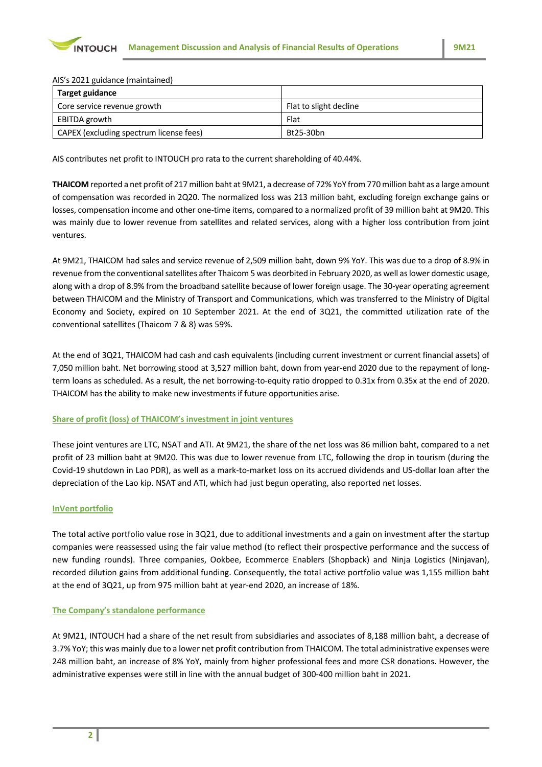AIS's 2021 guidance (maintained)

| Target guidance | |
|---|---|
| Core service revenue growth | Flat to slight decline |
| EBITDA growth | Flat |
| CAPEX (excluding spectrum license fees) | Bt25-30bn |

AIS contributes net profit to INTOUCH pro rata to the current shareholding of 40.44%.

**THAICOM** reported a net profit of 217 million baht at 9M21, a decrease of 72% YoY from 770 million baht as a large amount of compensation was recorded in 2Q20. The normalized loss was 213 million baht, excluding foreign exchange gains or losses, compensation income and other one-time items, compared to a normalized profit of 39 million baht at 9M20. This was mainly due to lower revenue from satellites and related services, along with a higher loss contribution from joint ventures.

At 9M21, THAICOM had sales and service revenue of 2,509 million baht, down 9% YoY. This was due to a drop of 8.9% in revenue from the conventional satellites after Thaicom 5 was deorbited in February 2020, as well as lower domestic usage, along with a drop of 8.9% from the broadband satellite because of lower foreign usage. The 30-year operating agreement between THAICOM and the Ministry of Transport and Communications, which was transferred to the Ministry of Digital Economy and Society, expired on 10 September 2021. At the end of 3Q21, the committed utilization rate of the conventional satellites (Thaicom 7 & 8) was 59%.

At the end of 3Q21, THAICOM had cash and cash equivalents (including current investment or current financial assets) of 7,050 million baht. Net borrowing stood at 3,527 million baht, down from year-end 2020 due to the repayment of long-term loans as scheduled. As a result, the net borrowing-to-equity ratio dropped to 0.31x from 0.35x at the end of 2020. THAICOM has the ability to make new investments if future opportunities arise.

### Share of profit (loss) of THAICOM's investment in joint ventures

These joint ventures are LTC, NSAT and ATI. At 9M21, the share of the net loss was 86 million baht, compared to a net profit of 23 million baht at 9M20. This was due to lower revenue from LTC, following the drop in tourism (during the Covid-19 shutdown in Lao PDR), as well as a mark-to-market loss on its accrued dividends and US-dollar loan after the depreciation of the Lao kip. NSAT and ATI, which had just begun operating, also reported net losses.

### InVent portfolio

The total active portfolio value rose in 3Q21, due to additional investments and a gain on investment after the startup companies were reassessed using the fair value method (to reflect their prospective performance and the success of new funding rounds). Three companies, Ookbee, Ecommerce Enablers (Shopback) and Ninja Logistics (Ninjavan), recorded dilution gains from additional funding. Consequently, the total active portfolio value was 1,155 million baht at the end of 3Q21, up from 975 million baht at year-end 2020, an increase of 18%.

### The Company's standalone performance

At 9M21, INTOUCH had a share of the net result from subsidiaries and associates of 8,188 million baht, a decrease of 3.7% YoY; this was mainly due to a lower net profit contribution from THAICOM. The total administrative expenses were 248 million baht, an increase of 8% YoY, mainly from higher professional fees and more CSR donations. However, the administrative expenses were still in line with the annual budget of 300-400 million baht in 2021.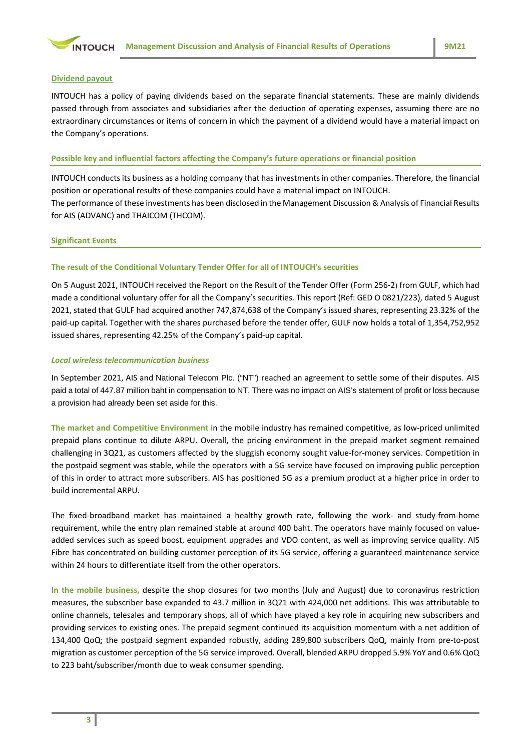## Dividend payout

INTOUCH has a policy of paying dividends based on the separate financial statements. These are mainly dividends passed through from associates and subsidiaries after the deduction of operating expenses, assuming there are no extraordinary circumstances or items of concern in which the payment of a dividend would have a material impact on the Company's operations.

## Possible key and influential factors affecting the Company's future operations or financial position

INTOUCH conducts its business as a holding company that has investments in other companies. Therefore, the financial position or operational results of these companies could have a material impact on INTOUCH.
The performance of these investments has been disclosed in the Management Discussion & Analysis of Financial Results for AIS (ADVANC) and THAICOM (THCOM).

## Significant Events

### The result of the Conditional Voluntary Tender Offer for all of INTOUCH's securities

On 5 August 2021, INTOUCH received the Report on the Result of the Tender Offer (Form 256-2) from GULF, which had made a conditional voluntary offer for all the Company's securities. This report (Ref: GED O 0821/223), dated 5 August 2021, stated that GULF had acquired another 747,874,638 of the Company's issued shares, representing 23.32% of the paid-up capital. Together with the shares purchased before the tender offer, GULF now holds a total of 1,354,752,952 issued shares, representing 42.25% of the Company's paid-up capital.

### *Local wireless telecommunication business*

In September 2021, AIS and National Telecom Plc. ("NT") reached an agreement to settle some of their disputes. AIS paid a total of 447.87 million baht in compensation to NT. There was no impact on AIS's statement of profit or loss because a provision had already been set aside for this.

**The market and Competitive Environment** in the mobile industry has remained competitive, as low-priced unlimited prepaid plans continue to dilute ARPU. Overall, the pricing environment in the prepaid market segment remained challenging in 3Q21, as customers affected by the sluggish economy sought value-for-money services. Competition in the postpaid segment was stable, while the operators with a 5G service have focused on improving public perception of this in order to attract more subscribers. AIS has positioned 5G as a premium product at a higher price in order to build incremental ARPU.

The fixed-broadband market has maintained a healthy growth rate, following the work- and study-from-home requirement, while the entry plan remained stable at around 400 baht. The operators have mainly focused on value-added services such as speed boost, equipment upgrades and VDO content, as well as improving service quality. AIS Fibre has concentrated on building customer perception of its 5G service, offering a guaranteed maintenance service within 24 hours to differentiate itself from the other operators.

**In the mobile business,** despite the shop closures for two months (July and August) due to coronavirus restriction measures, the subscriber base expanded to 43.7 million in 3Q21 with 424,000 net additions. This was attributable to online channels, telesales and temporary shops, all of which have played a key role in acquiring new subscribers and providing services to existing ones. The prepaid segment continued its acquisition momentum with a net addition of 134,400 QoQ; the postpaid segment expanded robustly, adding 289,800 subscribers QoQ, mainly from pre-to-post migration as customer perception of the 5G service improved. Overall, blended ARPU dropped 5.9% YoY and 0.6% QoQ to 223 baht/subscriber/month due to weak consumer spending.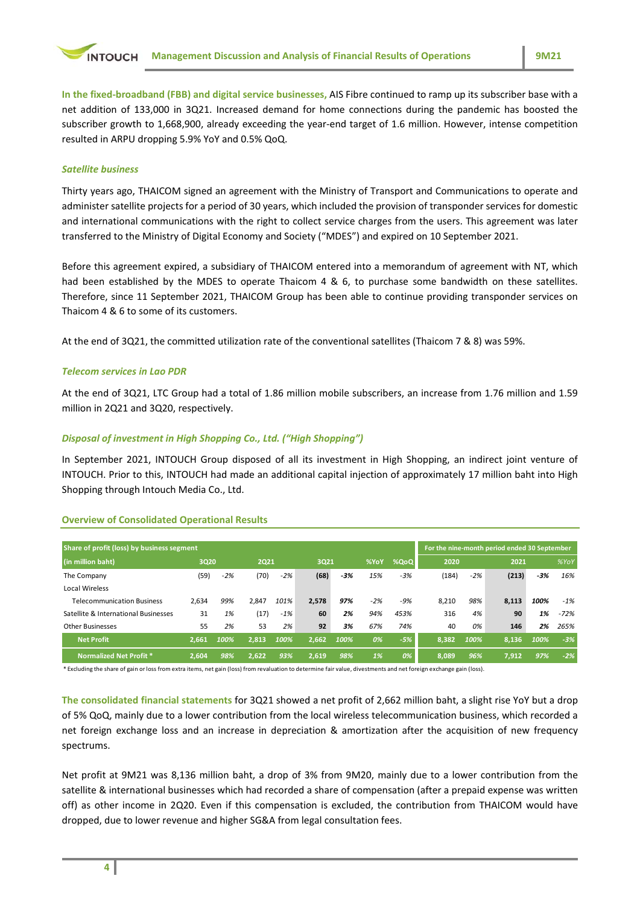**In the fixed-broadband (FBB) and digital service businesses,** AIS Fibre continued to ramp up its subscriber base with a net addition of 133,000 in 3Q21. Increased demand for home connections during the pandemic has boosted the subscriber growth to 1,668,900, already exceeding the year-end target of 1.6 million. However, intense competition resulted in ARPU dropping 5.9% YoY and 0.5% QoQ.

### *Satellite business*

Thirty years ago, THAICOM signed an agreement with the Ministry of Transport and Communications to operate and administer satellite projects for a period of 30 years, which included the provision of transponder services for domestic and international communications with the right to collect service charges from the users. This agreement was later transferred to the Ministry of Digital Economy and Society ("MDES") and expired on 10 September 2021.

Before this agreement expired, a subsidiary of THAICOM entered into a memorandum of agreement with NT, which had been established by the MDES to operate Thaicom 4 & 6, to purchase some bandwidth on these satellites. Therefore, since 11 September 2021, THAICOM Group has been able to continue providing transponder services on Thaicom 4 & 6 to some of its customers.

At the end of 3Q21, the committed utilization rate of the conventional satellites (Thaicom 7 & 8) was 59%.

### *Telecom services in Lao PDR*

At the end of 3Q21, LTC Group had a total of 1.86 million mobile subscribers, an increase from 1.76 million and 1.59 million in 2Q21 and 3Q20, respectively.

### *Disposal of investment in High Shopping Co., Ltd. ("High Shopping")*

In September 2021, INTOUCH Group disposed of all its investment in High Shopping, an indirect joint venture of INTOUCH. Prior to this, INTOUCH had made an additional capital injection of approximately 17 million baht into High Shopping through Intouch Media Co., Ltd.

## Overview of Consolidated Operational Results

| Share of profit (loss) by business segment | | | | | | | | | For the nine-month period ended 30 September | | | | |
|---|---|---|---|---|---|---|---|---|---|---|---|---|---|
| (in million baht) | 3Q20 | | 2Q21 | | 3Q21 | | %YoY | %QoQ | 2020 | | 2021 | | %YoY |
| The Company | (59) | -2% | (70) | -2% | **(68)** | **-3%** | 15% | -3% | (184) | -2% | **(213)** | **-3%** | 16% |
| Local Wireless | | | | | | | | | | | | | |
| Telecommunication Business | 2,634 | 99% | 2,847 | 101% | **2,578** | **97%** | -2% | -9% | 8,210 | 98% | **8,113** | **100%** | -1% |
| Satellite & International Businesses | 31 | 1% | (17) | -1% | **60** | **2%** | 94% | 453% | 316 | 4% | **90** | **1%** | -72% |
| Other Businesses | 55 | 2% | 53 | 2% | **92** | **3%** | 67% | 74% | 40 | 0% | **146** | **2%** | 265% |
| **Net Profit** | **2,661** | **100%** | **2,813** | **100%** | **2,662** | **100%** | **0%** | **-5%** | **8,382** | **100%** | **8,136** | **100%** | **-3%** |
| **Normalized Net Profit \*** | **2,604** | **98%** | **2,622** | **93%** | **2,619** | **98%** | **1%** | **0%** | **8,089** | **96%** | **7,912** | **97%** | **-2%** |

\* Excluding the share of gain or loss from extra items, net gain (loss) from revaluation to determine fair value, divestments and net foreign exchange gain (loss).

**The consolidated financial statements** for 3Q21 showed a net profit of 2,662 million baht, a slight rise YoY but a drop of 5% QoQ, mainly due to a lower contribution from the local wireless telecommunication business, which recorded a net foreign exchange loss and an increase in depreciation & amortization after the acquisition of new frequency spectrums.

Net profit at 9M21 was 8,136 million baht, a drop of 3% from 9M20, mainly due to a lower contribution from the satellite & international businesses which had recorded a share of compensation (after a prepaid expense was written off) as other income in 2Q20. Even if this compensation is excluded, the contribution from THAICOM would have dropped, due to lower revenue and higher SG&A from legal consultation fees.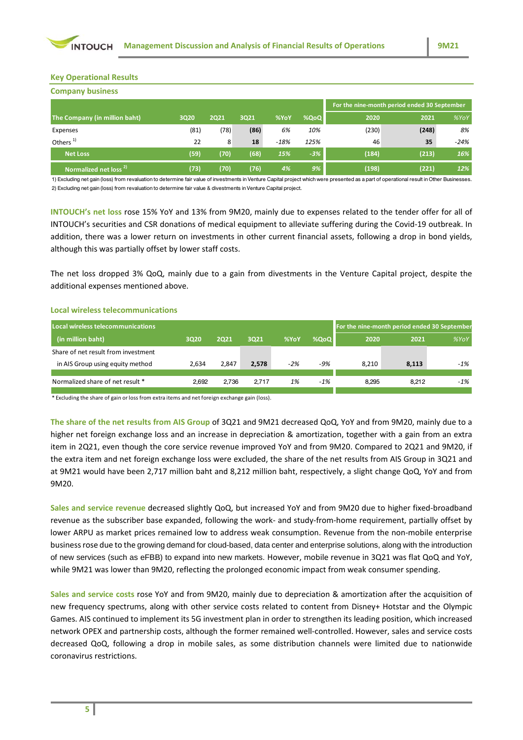## Key Operational Results

### Company business

| The Company (in million baht) | 3Q20 | 2Q21 | 3Q21 | %YoY | %QoQ | For the nine-month period ended 30 September 2020 | 2021 | %YoY |
|---|---|---|---|---|---|---|---|---|
| Expenses | (81) | (78) | **(86)** | *6%* | *10%* | (230) | **(248)** | *8%* |
| Others [1] | 22 | 8 | **18** | *-18%* | *125%* | 46 | **35** | *-24%* |
| **Net Loss** | **(59)** | **(70)** | **(68)** | ***15%*** | ***-3%*** | **(184)** | **(213)** | ***16%*** |
| **Normalized net loss [2]** | **(73)** | **(70)** | **(76)** | ***4%*** | ***9%*** | **(198)** | **(221)** | ***12%*** |

1) Excluding net gain (loss) from revaluation to determine fair value of investments in Venture Capital project which were presented as a part of operational result in Other Businesses.
2) Excluding net gain (loss) from revaluation to determine fair value & divestments in Venture Capital project.

**INTOUCH's net loss** rose 15% YoY and 13% from 9M20, mainly due to expenses related to the tender offer for all of INTOUCH's securities and CSR donations of medical equipment to alleviate suffering during the Covid-19 outbreak. In addition, there was a lower return on investments in other current financial assets, following a drop in bond yields, although this was partially offset by lower staff costs.

The net loss dropped 3% QoQ, mainly due to a gain from divestments in the Venture Capital project, despite the additional expenses mentioned above.

### Local wireless telecommunications

| Local wireless telecommunications (in million baht) | 3Q20 | 2Q21 | 3Q21 | %YoY | %QoQ | For the nine-month period ended 30 September 2020 | 2021 | %YoY |
|---|---|---|---|---|---|---|---|---|
| Share of net result from investment in AIS Group using equity method | 2,634 | 2,847 | **2,578** | *-2%* | *-9%* | 8,210 | **8,113** | *-1%* |
| Normalized share of net result * | 2,692 | 2,736 | 2,717 | *1%* | *-1%* | 8,295 | 8,212 | *-1%* |

\* Excluding the share of gain or loss from extra items and net foreign exchange gain (loss).

**The share of the net results from AIS Group** of 3Q21 and 9M21 decreased QoQ, YoY and from 9M20, mainly due to a higher net foreign exchange loss and an increase in depreciation & amortization, together with a gain from an extra item in 2Q21, even though the core service revenue improved YoY and from 9M20. Compared to 2Q21 and 9M20, if the extra item and net foreign exchange loss were excluded, the share of the net results from AIS Group in 3Q21 and at 9M21 would have been 2,717 million baht and 8,212 million baht, respectively, a slight change QoQ, YoY and from 9M20.

**Sales and service revenue** decreased slightly QoQ, but increased YoY and from 9M20 due to higher fixed-broadband revenue as the subscriber base expanded, following the work- and study-from-home requirement, partially offset by lower ARPU as market prices remained low to address weak consumption. Revenue from the non-mobile enterprise business rose due to the growing demand for cloud-based, data center and enterprise solutions, along with the introduction of new services (such as eFBB) to expand into new markets. However, mobile revenue in 3Q21 was flat QoQ and YoY, while 9M21 was lower than 9M20, reflecting the prolonged economic impact from weak consumer spending.

**Sales and service costs** rose YoY and from 9M20, mainly due to depreciation & amortization after the acquisition of new frequency spectrums, along with other service costs related to content from Disney+ Hotstar and the Olympic Games. AIS continued to implement its 5G investment plan in order to strengthen its leading position, which increased network OPEX and partnership costs, although the former remained well-controlled. However, sales and service costs decreased QoQ, following a drop in mobile sales, as some distribution channels were limited due to nationwide coronavirus restrictions.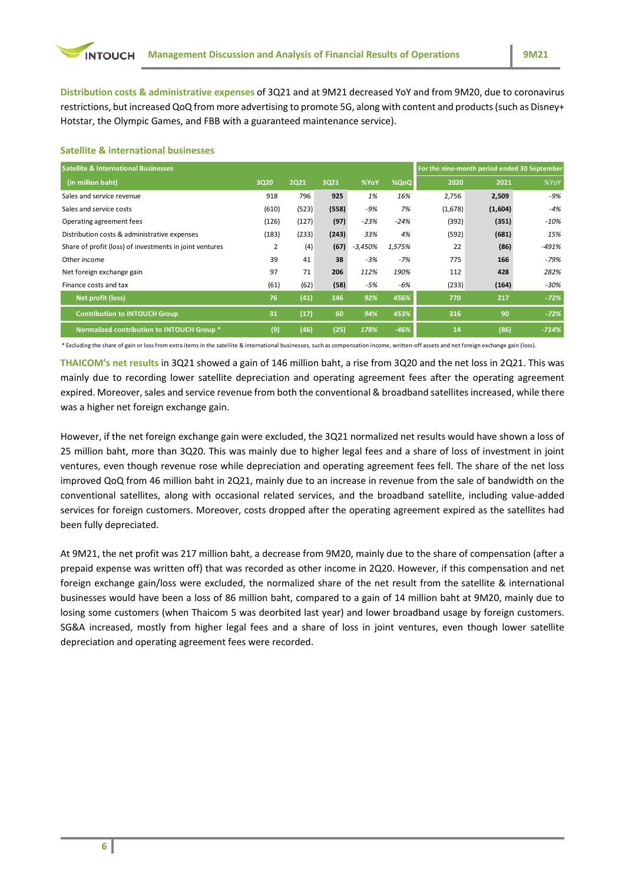**Distribution costs & administrative expenses** of 3Q21 and at 9M21 decreased YoY and from 9M20, due to coronavirus restrictions, but increased QoQ from more advertising to promote 5G, along with content and products (such as Disney+ Hotstar, the Olympic Games, and FBB with a guaranteed maintenance service).

### Satellite & international businesses

| Satellite & International Businesses | | | | | | For the nine-month period ended 30 September | | |
|---|---|---|---|---|---|---|---|---|
| (in million baht) | 3Q20 | 2Q21 | 3Q21 | %YoY | %QoQ | 2020 | 2021 | %YoY |
| Sales and service revenue | 918 | 796 | **925** | *1%* | *16%* | 2,756 | **2,509** | *-9%* |
| Sales and service costs | (610) | (523) | **(558)** | *-9%* | *7%* | (1,678) | **(1,604)** | *-4%* |
| Operating agreement fees | (126) | (127) | **(97)** | *-23%* | *-24%* | (392) | **(351)** | *-10%* |
| Distribution costs & administrative expenses | (183) | (233) | **(243)** | *33%* | *4%* | (592) | **(681)** | *15%* |
| Share of profit (loss) of investments in joint ventures | 2 | (4) | **(67)** | *-3,450%* | *1,575%* | 22 | **(86)** | *-491%* |
| Other income | 39 | 41 | **38** | *-3%* | *-7%* | 775 | **166** | *-79%* |
| Net foreign exchange gain | 97 | 71 | **206** | *112%* | *190%* | 112 | **428** | *282%* |
| Finance costs and tax | (61) | (62) | **(58)** | *-5%* | *-6%* | (233) | **(164)** | *-30%* |
| **Net profit (loss)** | **76** | **(41)** | **146** | ***92%*** | ***456%*** | **770** | **217** | ***-72%*** |
| **Contribution to INTOUCH Group** | **31** | **(17)** | **60** | ***94%*** | ***453%*** | **316** | **90** | ***-72%*** |
| **Normalized contribution to INTOUCH Group \*** | **(9)** | **(46)** | **(25)** | ***178%*** | ***-46%*** | **14** | **(86)** | ***-714%*** |

\* Excluding the share of gain or loss from extra items in the satellite & international businesses, such as compensation income, written-off assets and net foreign exchange gain (loss).

**THAICOM's net results** in 3Q21 showed a gain of 146 million baht, a rise from 3Q20 and the net loss in 2Q21. This was mainly due to recording lower satellite depreciation and operating agreement fees after the operating agreement expired. Moreover, sales and service revenue from both the conventional & broadband satellites increased, while there was a higher net foreign exchange gain.

However, if the net foreign exchange gain were excluded, the 3Q21 normalized net results would have shown a loss of 25 million baht, more than 3Q20. This was mainly due to higher legal fees and a share of loss of investment in joint ventures, even though revenue rose while depreciation and operating agreement fees fell. The share of the net loss improved QoQ from 46 million baht in 2Q21, mainly due to an increase in revenue from the sale of bandwidth on the conventional satellites, along with occasional related services, and the broadband satellite, including value-added services for foreign customers. Moreover, costs dropped after the operating agreement expired as the satellites had been fully depreciated.

At 9M21, the net profit was 217 million baht, a decrease from 9M20, mainly due to the share of compensation (after a prepaid expense was written off) that was recorded as other income in 2Q20. However, if this compensation and net foreign exchange gain/loss were excluded, the normalized share of the net result from the satellite & international businesses would have been a loss of 86 million baht, compared to a gain of 14 million baht at 9M20, mainly due to losing some customers (when Thaicom 5 was deorbited last year) and lower broadband usage by foreign customers. SG&A increased, mostly from higher legal fees and a share of loss in joint ventures, even though lower satellite depreciation and operating agreement fees were recorded.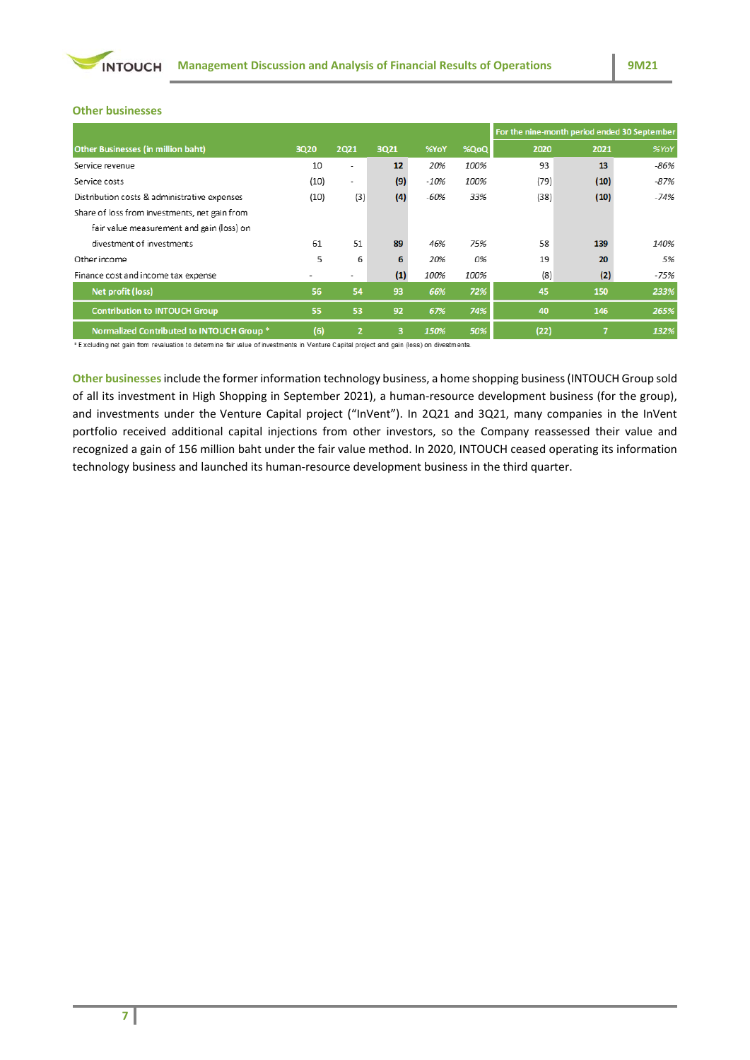## Other businesses

| Other Businesses (in million baht) | 3Q20 | 2Q21 | 3Q21 | %YoY | %QoQ | For the nine-month period ended 30 September 2020 | 2021 | %YoY |
|---|---|---|---|---|---|---|---|---|
| Service revenue | 10 | - | **12** | *20%* | *100%* | 93 | **13** | *-86%* |
| Service costs | (10) | - | **(9)** | *-10%* | *100%* | (79) | **(10)** | *-87%* |
| Distribution costs & administrative expenses | (10) | (3) | **(4)** | *-60%* | *33%* | (38) | **(10)** | *-74%* |
| Share of loss from investments, net gain from fair value measurement and gain (loss) on divestment of investments | 61 | 51 | **89** | *46%* | *75%* | 58 | **139** | *140%* |
| Other income | 5 | 6 | **6** | *20%* | *0%* | 19 | **20** | *5%* |
| Finance cost and income tax expense | - | - | **(1)** | *100%* | *100%* | (8) | **(2)** | *-75%* |
| **Net profit (loss)** | 56 | 54 | 93 | *66%* | *72%* | 45 | 150 | *233%* |
| **Contribution to INTOUCH Group** | 55 | 53 | 92 | *67%* | *74%* | 40 | 146 | *265%* |
| **Normalized Contributed to INTOUCH Group *** | (6) | 2 | 3 | *150%* | *50%* | (22) | 7 | *132%* |

* Excluding net gain from revaluation to determine fair value of investments in Venture Capital project and gain (loss) on divestments.

**Other businesses** include the former information technology business, a home shopping business (INTOUCH Group sold of all its investment in High Shopping in September 2021), a human-resource development business (for the group), and investments under the Venture Capital project ("InVent"). In 2Q21 and 3Q21, many companies in the InVent portfolio received additional capital injections from other investors, so the Company reassessed their value and recognized a gain of 156 million baht under the fair value method. In 2020, INTOUCH ceased operating its information technology business and launched its human-resource development business in the third quarter.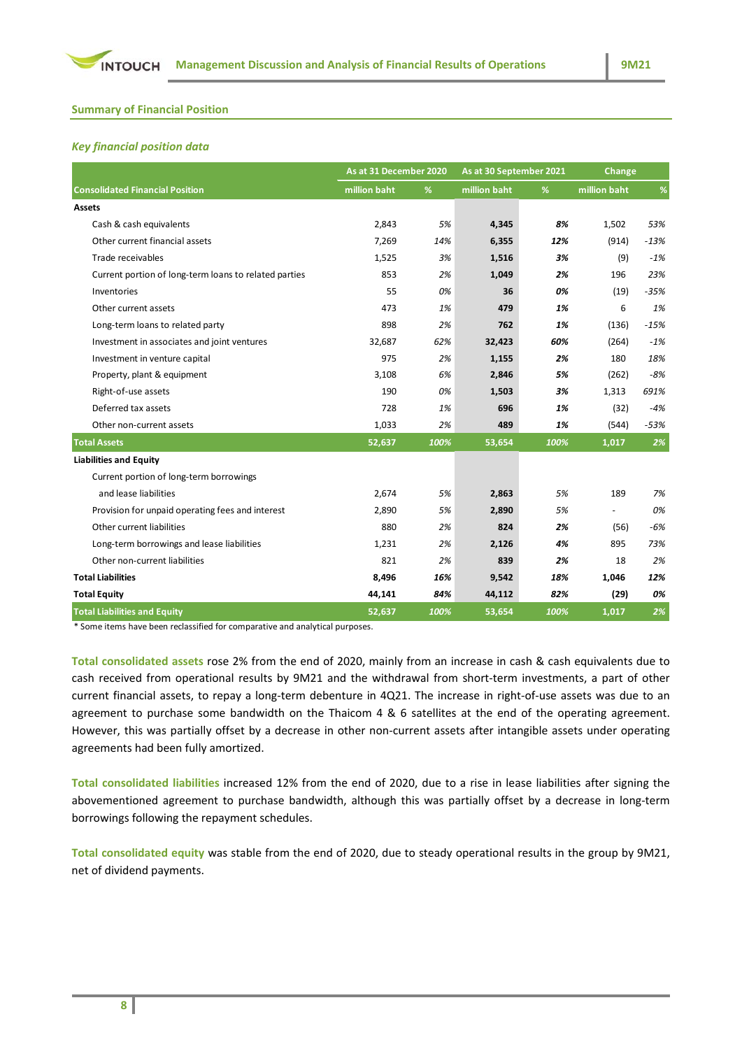## Summary of Financial Position

### *Key financial position data*

| Consolidated Financial Position | As at 31 December 2020 | | As at 30 September 2021 | | Change | |
|---|---|---|---|---|---|---|
| | million baht | % | million baht | % | million baht | % |
| **Assets** | | | | | | |
| Cash & cash equivalents | 2,843 | *5%* | **4,345** | ***8%*** | 1,502 | *53%* |
| Other current financial assets | 7,269 | *14%* | **6,355** | ***12%*** | (914) | *-13%* |
| Trade receivables | 1,525 | *3%* | **1,516** | ***3%*** | (9) | *-1%* |
| Current portion of long-term loans to related parties | 853 | *2%* | **1,049** | ***2%*** | 196 | *23%* |
| Inventories | 55 | *0%* | **36** | ***0%*** | (19) | *-35%* |
| Other current assets | 473 | *1%* | **479** | ***1%*** | 6 | *1%* |
| Long-term loans to related party | 898 | *2%* | **762** | ***1%*** | (136) | *-15%* |
| Investment in associates and joint ventures | 32,687 | *62%* | **32,423** | ***60%*** | (264) | *-1%* |
| Investment in venture capital | 975 | *2%* | **1,155** | ***2%*** | 180 | *18%* |
| Property, plant & equipment | 3,108 | *6%* | **2,846** | ***5%*** | (262) | *-8%* |
| Right-of-use assets | 190 | *0%* | **1,503** | ***3%*** | 1,313 | *691%* |
| Deferred tax assets | 728 | *1%* | **696** | ***1%*** | (32) | *-4%* |
| Other non-current assets | 1,033 | *2%* | **489** | ***1%*** | (544) | *-53%* |
| **Total Assets** | **52,637** | ***100%*** | **53,654** | ***100%*** | **1,017** | ***2%*** |
| **Liabilities and Equity** | | | | | | |
| Current portion of long-term borrowings and lease liabilities | 2,674 | *5%* | **2,863** | *5%* | 189 | *7%* |
| Provision for unpaid operating fees and interest | 2,890 | *5%* | **2,890** | *5%* | - | *0%* |
| Other current liabilities | 880 | *2%* | **824** | *2%* | (56) | *-6%* |
| Long-term borrowings and lease liabilities | 1,231 | *2%* | **2,126** | *4%* | 895 | *73%* |
| Other non-current liabilities | 821 | *2%* | **839** | *2%* | 18 | *2%* |
| **Total Liabilities** | **8,496** | ***16%*** | **9,542** | ***18%*** | **1,046** | ***12%*** |
| **Total Equity** | **44,141** | ***84%*** | **44,112** | ***82%*** | **(29)** | ***0%*** |
| **Total Liabilities and Equity** | **52,637** | ***100%*** | **53,654** | ***100%*** | **1,017** | ***2%*** |

\* Some items have been reclassified for comparative and analytical purposes.

**Total consolidated assets** rose 2% from the end of 2020, mainly from an increase in cash & cash equivalents due to cash received from operational results by 9M21 and the withdrawal from short-term investments, a part of other current financial assets, to repay a long-term debenture in 4Q21. The increase in right-of-use assets was due to an agreement to purchase some bandwidth on the Thaicom 4 & 6 satellites at the end of the operating agreement. However, this was partially offset by a decrease in other non-current assets after intangible assets under operating agreements had been fully amortized.

**Total consolidated liabilities** increased 12% from the end of 2020, due to a rise in lease liabilities after signing the abovementioned agreement to purchase bandwidth, although this was partially offset by a decrease in long-term borrowings following the repayment schedules.

**Total consolidated equity** was stable from the end of 2020, due to steady operational results in the group by 9M21, net of dividend payments.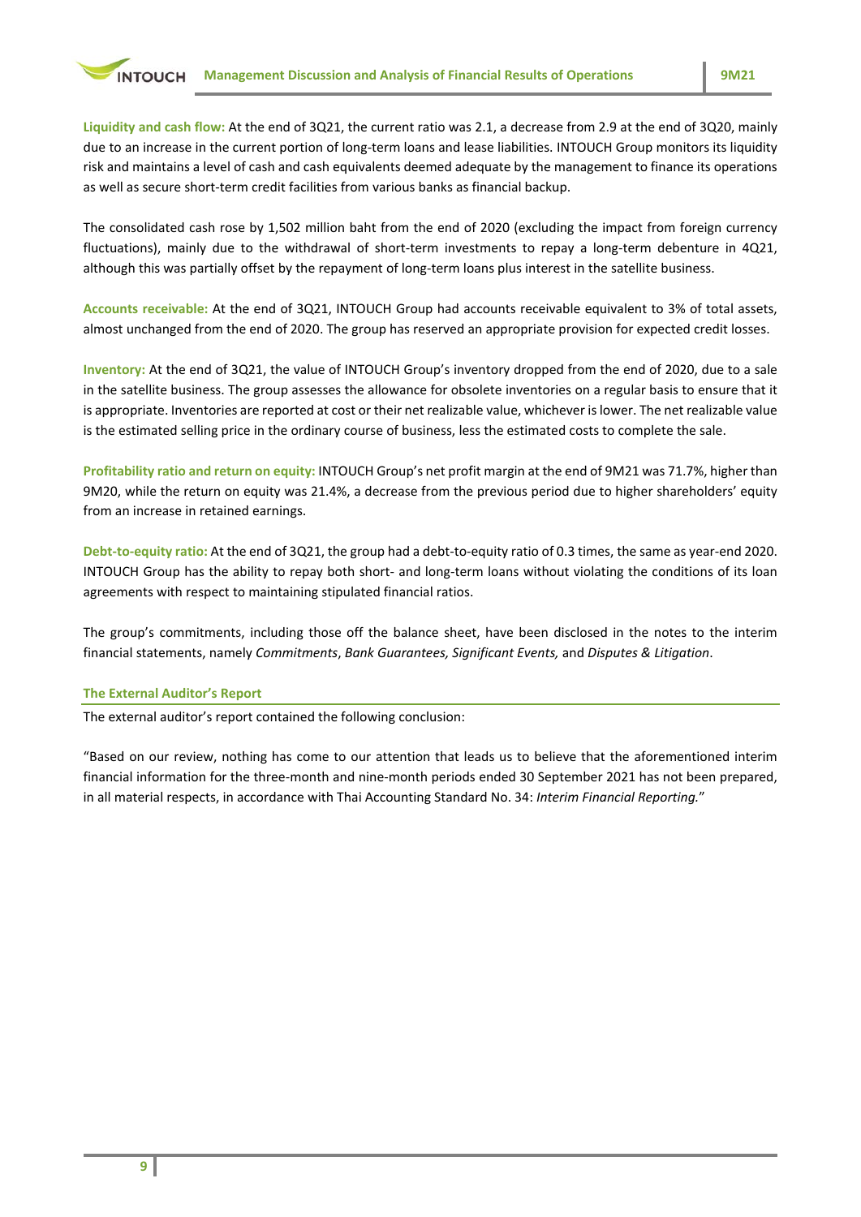**Liquidity and cash flow:** At the end of 3Q21, the current ratio was 2.1, a decrease from 2.9 at the end of 3Q20, mainly due to an increase in the current portion of long-term loans and lease liabilities. INTOUCH Group monitors its liquidity risk and maintains a level of cash and cash equivalents deemed adequate by the management to finance its operations as well as secure short-term credit facilities from various banks as financial backup.

The consolidated cash rose by 1,502 million baht from the end of 2020 (excluding the impact from foreign currency fluctuations), mainly due to the withdrawal of short-term investments to repay a long-term debenture in 4Q21, although this was partially offset by the repayment of long-term loans plus interest in the satellite business.

**Accounts receivable:** At the end of 3Q21, INTOUCH Group had accounts receivable equivalent to 3% of total assets, almost unchanged from the end of 2020. The group has reserved an appropriate provision for expected credit losses.

**Inventory:** At the end of 3Q21, the value of INTOUCH Group's inventory dropped from the end of 2020, due to a sale in the satellite business. The group assesses the allowance for obsolete inventories on a regular basis to ensure that it is appropriate. Inventories are reported at cost or their net realizable value, whichever is lower. The net realizable value is the estimated selling price in the ordinary course of business, less the estimated costs to complete the sale.

**Profitability ratio and return on equity:** INTOUCH Group's net profit margin at the end of 9M21 was 71.7%, higher than 9M20, while the return on equity was 21.4%, a decrease from the previous period due to higher shareholders' equity from an increase in retained earnings.

**Debt-to-equity ratio:** At the end of 3Q21, the group had a debt-to-equity ratio of 0.3 times, the same as year-end 2020. INTOUCH Group has the ability to repay both short- and long-term loans without violating the conditions of its loan agreements with respect to maintaining stipulated financial ratios.

The group's commitments, including those off the balance sheet, have been disclosed in the notes to the interim financial statements, namely *Commitments*, *Bank Guarantees, Significant Events,* and *Disputes & Litigation*.

## The External Auditor's Report

The external auditor's report contained the following conclusion:

"Based on our review, nothing has come to our attention that leads us to believe that the aforementioned interim financial information for the three-month and nine-month periods ended 30 September 2021 has not been prepared, in all material respects, in accordance with Thai Accounting Standard No. 34: *Interim Financial Reporting.*"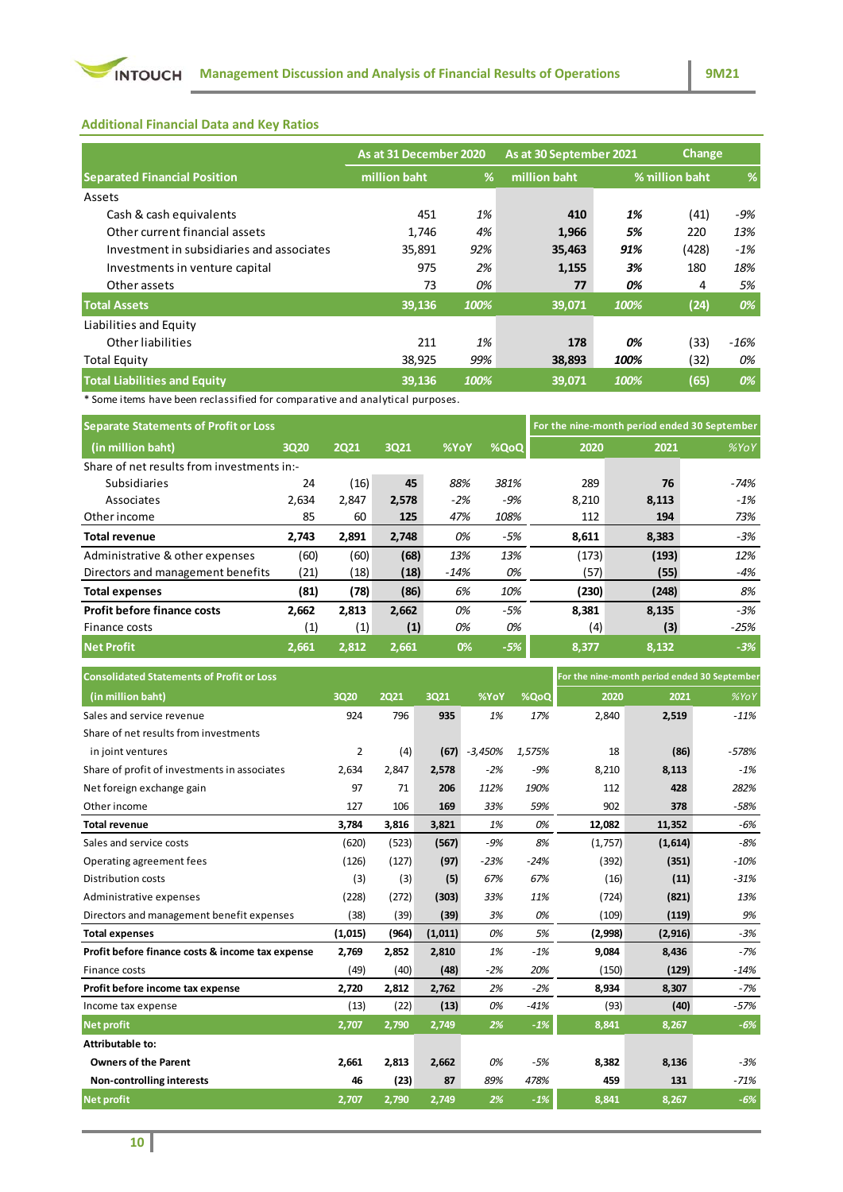## Additional Financial Data and Key Ratios

| Separated Financial Position | As at 31 December 2020 | | As at 30 September 2021 | | Change | |
|---|---|---|---|---|---|---|
| | million baht | % | million baht | % | million baht | % |
| Assets | | | | | | |
| Cash & cash equivalents | 451 | 1% | **410** | **1%** | (41) | -9% |
| Other current financial assets | 1,746 | 4% | **1,966** | **5%** | 220 | 13% |
| Investment in subsidiaries and associates | 35,891 | 92% | **35,463** | **91%** | (428) | -1% |
| Investments in venture capital | 975 | 2% | **1,155** | **3%** | 180 | 18% |
| Other assets | 73 | 0% | **77** | **0%** | 4 | 5% |
| **Total Assets** | **39,136** | **100%** | **39,071** | **100%** | **(24)** | **0%** |
| Liabilities and Equity | | | | | | |
| Other liabilities | 211 | 1% | **178** | **0%** | (33) | -16% |
| Total Equity | 38,925 | 99% | **38,893** | **100%** | (32) | 0% |
| **Total Liabilities and Equity** | **39,136** | **100%** | **39,071** | **100%** | **(65)** | **0%** |

\* Some items have been reclassified for comparative and analytical purposes.

| Separate Statements of Profit or Loss | | | | | | For the nine-month period ended 30 September | | |
|---|---|---|---|---|---|---|---|---|
| (in million baht) | 3Q20 | 2Q21 | 3Q21 | %YoY | %QoQ | 2020 | 2021 | %YoY |
| Share of net results from investments in:- | | | | | | | | |
| Subsidiaries | 24 | (16) | **45** | 88% | 381% | 289 | **76** | -74% |
| Associates | 2,634 | 2,847 | **2,578** | -2% | -9% | 8,210 | **8,113** | -1% |
| Other income | 85 | 60 | **125** | 47% | 108% | 112 | **194** | 73% |
| **Total revenue** | **2,743** | **2,891** | **2,748** | 0% | -5% | **8,611** | **8,383** | -3% |
| Administrative & other expenses | (60) | (60) | **(68)** | 13% | 13% | (173) | **(193)** | 12% |
| Directors and management benefits | (21) | (18) | **(18)** | -14% | 0% | (57) | **(55)** | -4% |
| **Total expenses** | **(81)** | **(78)** | **(86)** | 6% | 10% | **(230)** | **(248)** | 8% |
| **Profit before finance costs** | **2,662** | **2,813** | **2,662** | 0% | -5% | **8,381** | **8,135** | -3% |
| Finance costs | (1) | (1) | **(1)** | 0% | 0% | (4) | **(3)** | -25% |
| **Net Profit** | **2,661** | **2,812** | **2,661** | **0%** | **-5%** | **8,377** | **8,132** | **-3%** |

| Consolidated Statements of Profit or Loss | | | | | | For the nine-month period ended 30 September | | |
|---|---|---|---|---|---|---|---|---|
| (in million baht) | 3Q20 | 2Q21 | 3Q21 | %YoY | %QoQ | 2020 | 2021 | %YoY |
| Sales and service revenue | 924 | 796 | **935** | 1% | 17% | 2,840 | **2,519** | -11% |
| Share of net results from investments | | | | | | | | |
| in joint ventures | 2 | (4) | **(67)** | -3,450% | 1,575% | 18 | **(86)** | -578% |
| Share of profit of investments in associates | 2,634 | 2,847 | **2,578** | -2% | -9% | 8,210 | **8,113** | -1% |
| Net foreign exchange gain | 97 | 71 | **206** | 112% | 190% | 112 | **428** | 282% |
| Other income | 127 | 106 | **169** | 33% | 59% | 902 | **378** | -58% |
| **Total revenue** | **3,784** | **3,816** | **3,821** | 1% | 0% | **12,082** | **11,352** | -6% |
| Sales and service costs | (620) | (523) | **(567)** | -9% | 8% | (1,757) | **(1,614)** | -8% |
| Operating agreement fees | (126) | (127) | **(97)** | -23% | -24% | (392) | **(351)** | -10% |
| Distribution costs | (3) | (3) | **(5)** | 67% | 67% | (16) | **(11)** | -31% |
| Administrative expenses | (228) | (272) | **(303)** | 33% | 11% | (724) | **(821)** | 13% |
| Directors and management benefit expenses | (38) | (39) | **(39)** | 3% | 0% | (109) | **(119)** | 9% |
| **Total expenses** | **(1,015)** | **(964)** | **(1,011)** | 0% | 5% | **(2,998)** | **(2,916)** | -3% |
| **Profit before finance costs & income tax expense** | **2,769** | **2,852** | **2,810** | 1% | -1% | **9,084** | **8,436** | -7% |
| Finance costs | (49) | (40) | **(48)** | -2% | 20% | (150) | **(129)** | -14% |
| **Profit before income tax expense** | **2,720** | **2,812** | **2,762** | 2% | -2% | **8,934** | **8,307** | -7% |
| Income tax expense | (13) | (22) | **(13)** | 0% | -41% | (93) | **(40)** | -57% |
| **Net profit** | **2,707** | **2,790** | **2,749** | **2%** | **-1%** | **8,841** | **8,267** | **-6%** |
| **Attributable to:** | | | | | | | | |
| **Owners of the Parent** | **2,661** | **2,813** | **2,662** | 0% | -5% | **8,382** | **8,136** | -3% |
| **Non-controlling interests** | **46** | **(23)** | **87** | 89% | 478% | **459** | **131** | -71% |
| **Net profit** | **2,707** | **2,790** | **2,749** | **2%** | **-1%** | **8,841** | **8,267** | **-6%** |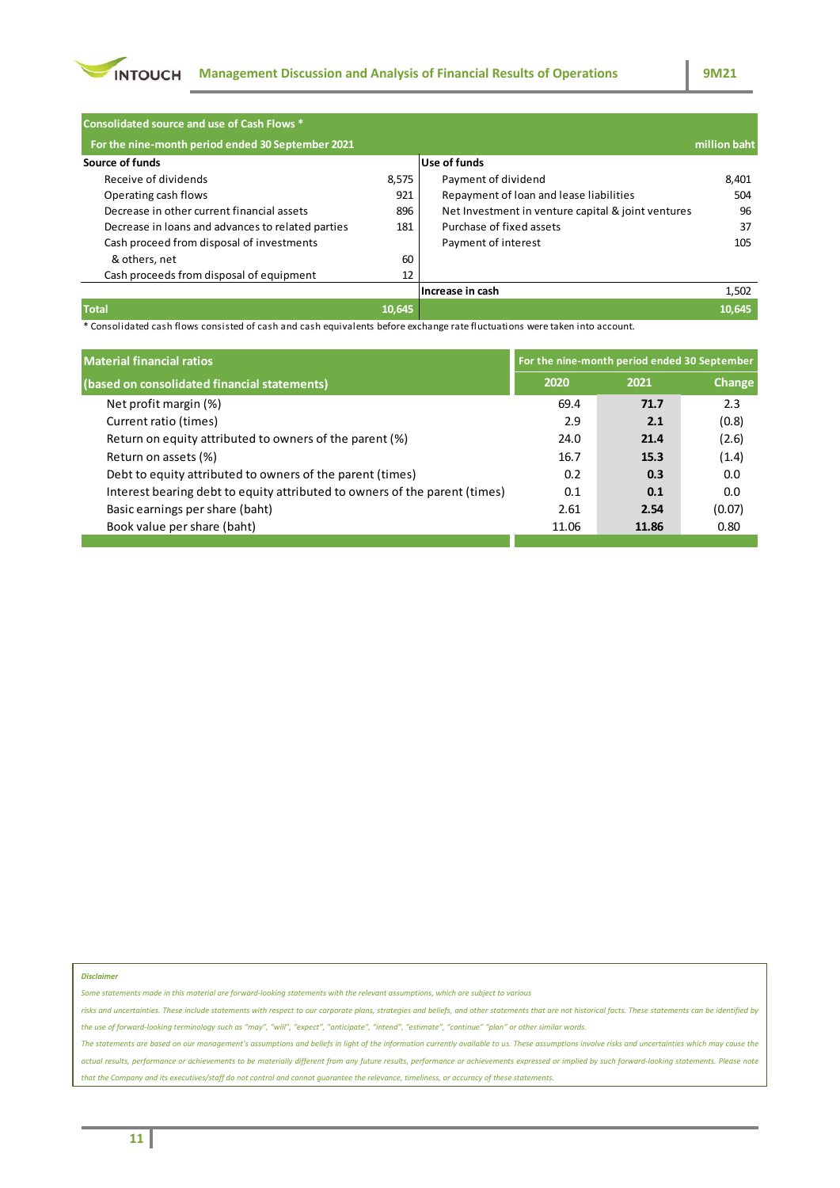| Consolidated source and use of Cash Flows * | | | |
|---|---|---|---|
| For the nine-month period ended 30 September 2021 | | | million baht |
| **Source of funds** | | **Use of funds** | |
| Receive of dividends | 8,575 | Payment of dividend | 8,401 |
| Operating cash flows | 921 | Repayment of loan and lease liabilities | 504 |
| Decrease in other current financial assets | 896 | Net Investment in venture capital & joint ventures | 96 |
| Decrease in loans and advances to related parties | 181 | Purchase of fixed assets | 37 |
| Cash proceed from disposal of investments & others, net | 60 | Payment of interest | 105 |
| Cash proceeds from disposal of equipment | 12 | | |
| | | **Increase in cash** | 1,502 |
| **Total** | **10,645** | | **10,645** |

\* Consolidated cash flows consisted of cash and cash equivalents before exchange rate fluctuations were taken into account.

| Material financial ratios (based on consolidated financial statements) | For the nine-month period ended 30 September | | |
|---|---|---|---|
| | 2020 | 2021 | Change |
| Net profit margin (%) | 69.4 | **71.7** | 2.3 |
| Current ratio (times) | 2.9 | **2.1** | (0.8) |
| Return on equity attributed to owners of the parent (%) | 24.0 | **21.4** | (2.6) |
| Return on assets (%) | 16.7 | **15.3** | (1.4) |
| Debt to equity attributed to owners of the parent (times) | 0.2 | **0.3** | 0.0 |
| Interest bearing debt to equity attributed to owners of the parent (times) | 0.1 | **0.1** | 0.0 |
| Basic earnings per share (baht) | 2.61 | **2.54** | (0.07) |
| Book value per share (baht) | 11.06 | **11.86** | 0.80 |

***Disclaimer***

*Some statements made in this material are forward-looking statements with the relevant assumptions, which are subject to various risks and uncertainties. These include statements with respect to our corporate plans, strategies and beliefs, and other statements that are not historical facts. These statements can be identified by the use of forward-looking terminology such as "may", "will", "expect", "anticipate", "intend", "estimate", "continue" "plan" or other similar words.*

*The statements are based on our management's assumptions and beliefs in light of the information currently available to us. These assumptions involve risks and uncertainties which may cause the actual results, performance or achievements to be materially different from any future results, performance or achievements expressed or implied by such forward-looking statements. Please note that the Company and its executives/staff do not control and cannot guarantee the relevance, timeliness, or accuracy of these statements.*